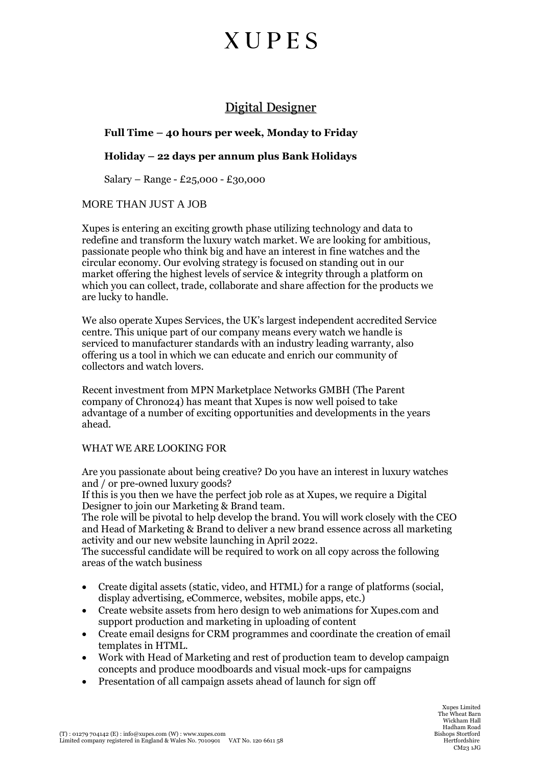# XUPES

## Digital Designer

**Full Time – 40 hours per week, Monday to Friday**

**Holiday – 22 days per annum plus Bank Holidays**

Salary – Range - £25,000 - £30,000

MORE THAN JUST A JOB

Xupes is entering an exciting growth phase utilizing technology and data to redefine and transform the luxury watch market. We are looking for ambitious, passionate people who think big and have an interest in fine watches and the circular economy. Our evolving strategy is focused on standing out in our market offering the highest levels of service & integrity through a platform on which you can collect, trade, collaborate and share affection for the products we are lucky to handle.

We also operate Xupes Services, the UK's largest independent accredited Service centre. This unique part of our company means every watch we handle is serviced to manufacturer standards with an industry leading warranty, also offering us a tool in which we can educate and enrich our community of collectors and watch lovers.

Recent investment from MPN Marketplace Networks GMBH (The Parent company of Chrono24) has meant that Xupes is now well poised to take advantage of a number of exciting opportunities and developments in the years ahead.

WHAT WE ARE LOOKING FOR

Are you passionate about being creative? Do you have an interest in luxury watches and / or pre-owned luxury goods?
If this is you then we have the perfect job role as at Xupes, we require a Digital Designer to join our Marketing & Brand team.
The role will be pivotal to help develop the brand. You will work closely with the CEO and Head of Marketing & Brand to deliver a new brand essence across all marketing activity and our new website launching in April 2022.
The successful candidate will be required to work on all copy across the following areas of the watch business

- Create digital assets (static, video, and HTML) for a range of platforms (social, display advertising, eCommerce, websites, mobile apps, etc.)
- Create website assets from hero design to web animations for Xupes.com and support production and marketing in uploading of content
- Create email designs for CRM programmes and coordinate the creation of email templates in HTML.
- Work with Head of Marketing and rest of production team to develop campaign concepts and produce moodboards and visual mock-ups for campaigns
- Presentation of all campaign assets ahead of launch for sign off

(T) : 01279 704142 (E) : info@xupes.com (W) : www.xupes.com
Limited company registered in England & Wales No. 7010901 VAT No. 120 6611 58

Xupes Limited
The Wheat Barn
Wickham Hall
Hadham Road
Bishops Stortford
Hertfordshire
CM23 1JG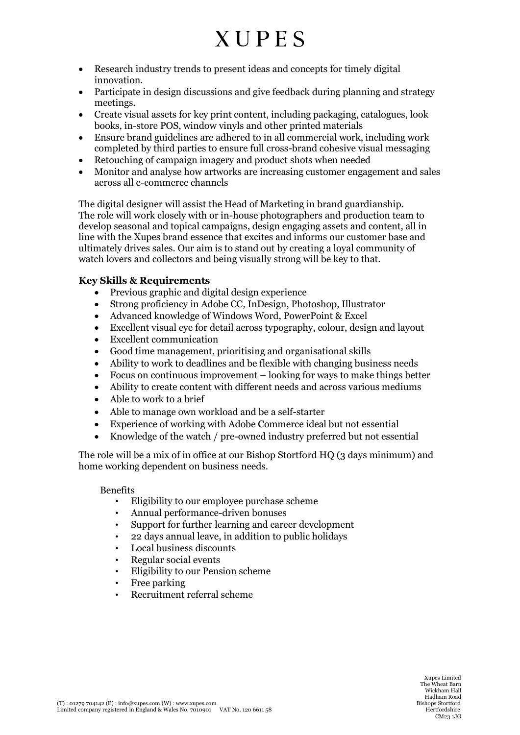- Research industry trends to present ideas and concepts for timely digital innovation.
- Participate in design discussions and give feedback during planning and strategy meetings.
- Create visual assets for key print content, including packaging, catalogues, look books, in-store POS, window vinyls and other printed materials
- Ensure brand guidelines are adhered to in all commercial work, including work completed by third parties to ensure full cross-brand cohesive visual messaging
- Retouching of campaign imagery and product shots when needed
- Monitor and analyse how artworks are increasing customer engagement and sales across all e-commerce channels

The digital designer will assist the Head of Marketing in brand guardianship. The role will work closely with or in-house photographers and production team to develop seasonal and topical campaigns, design engaging assets and content, all in line with the Xupes brand essence that excites and informs our customer base and ultimately drives sales. Our aim is to stand out by creating a loyal community of watch lovers and collectors and being visually strong will be key to that.

**Key Skills & Requirements**

- Previous graphic and digital design experience
- Strong proficiency in Adobe CC, InDesign, Photoshop, Illustrator
- Advanced knowledge of Windows Word, PowerPoint & Excel
- Excellent visual eye for detail across typography, colour, design and layout
- Excellent communication
- Good time management, prioritising and organisational skills
- Ability to work to deadlines and be flexible with changing business needs
- Focus on continuous improvement – looking for ways to make things better
- Ability to create content with different needs and across various mediums
- Able to work to a brief
- Able to manage own workload and be a self-starter
- Experience of working with Adobe Commerce ideal but not essential
- Knowledge of the watch / pre-owned industry preferred but not essential

The role will be a mix of in office at our Bishop Stortford HQ (3 days minimum) and home working dependent on business needs.

Benefits

- Eligibility to our employee purchase scheme
- Annual performance-driven bonuses
- Support for further learning and career development
- 22 days annual leave, in addition to public holidays
- Local business discounts
- Regular social events
- Eligibility to our Pension scheme
- Free parking
- Recruitment referral scheme